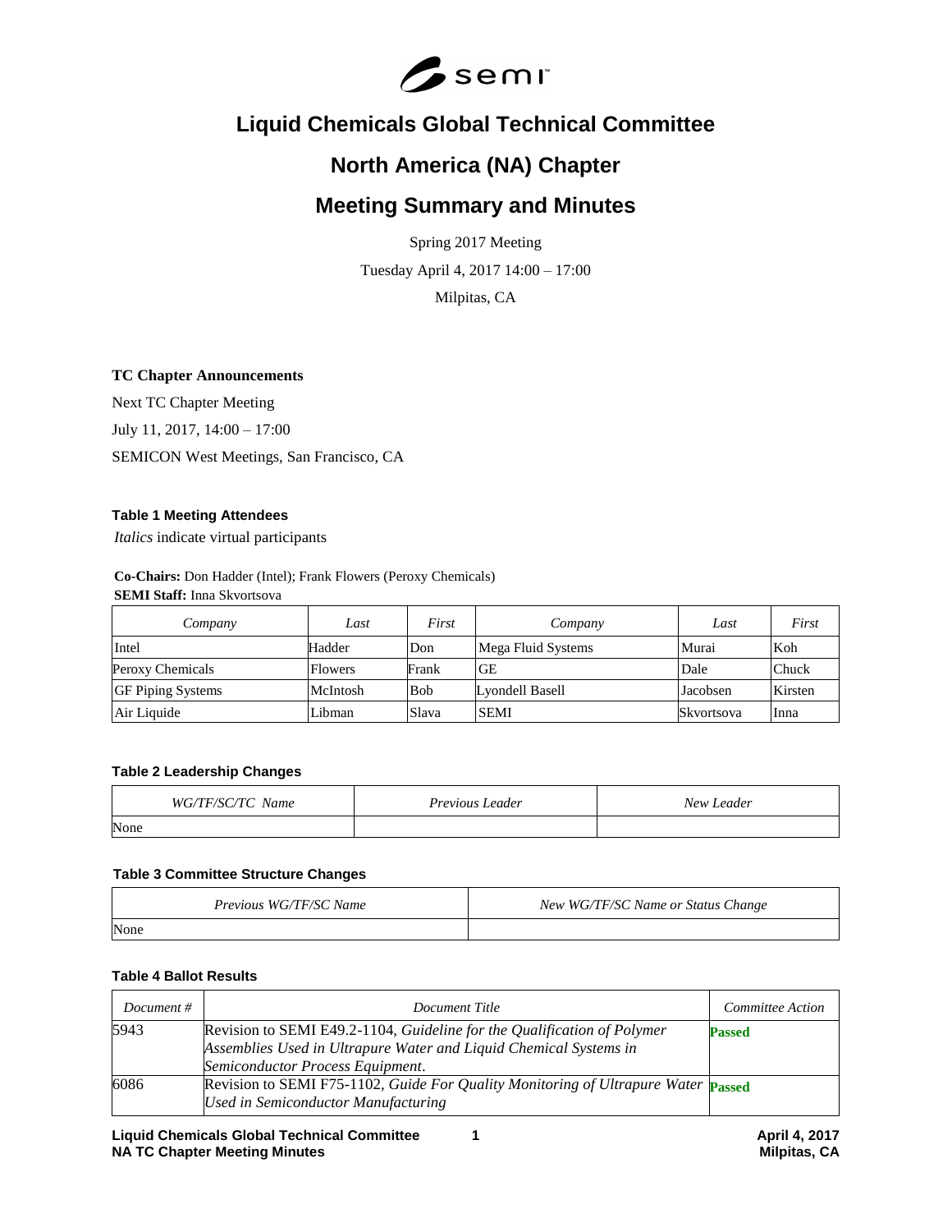# Liquid Chemicals Global Technical Committee

## North America (NA) Chapter

## Meeting Summary and Minutes

Spring 2017 Meeting

Tuesday April 4, 2017 14:00 – 17:00

Milpitas, CA

**TC Chapter Announcements**

Next TC Chapter Meeting

July 11, 2017, 14:00 – 17:00

SEMICON West Meetings, San Francisco, CA

**Table 1 Meeting Attendees**

*Italics* indicate virtual participants

**Co-Chairs:** Don Hadder (Intel); Frank Flowers (Peroxy Chemicals)
**SEMI Staff:** Inna Skvortsova

| *Company* | *Last* | *First* | *Company* | *Last* | *First* |
|---|---|---|---|---|---|
| Intel | Hadder | Don | Mega Fluid Systems | Murai | Koh |
| Peroxy Chemicals | Flowers | Frank | GE | Dale | Chuck |
| GF Piping Systems | McIntosh | Bob | Lyondell Basell | Jacobsen | Kirsten |
| Air Liquide | Libman | Slava | SEMI | Skvortsova | Inna |

**Table 2 Leadership Changes**

| *WG/TF/SC/TC Name* | *Previous Leader* | *New Leader* |
|---|---|---|
| None | | |

**Table 3 Committee Structure Changes**

| *Previous WG/TF/SC Name* | *New WG/TF/SC Name or Status Change* |
|---|---|
| None | |

**Table 4 Ballot Results**

| *Document #* | *Document Title* | *Committee Action* |
|---|---|---|
| 5943 | Revision to SEMI E49.2-1104, *Guideline for the Qualification of Polymer Assemblies Used in Ultrapure Water and Liquid Chemical Systems in Semiconductor Process Equipment*. | **Passed** |
| 6086 | Revision to SEMI F75-1102, *Guide For Quality Monitoring of Ultrapure Water Used in Semiconductor Manufacturing* | **Passed** |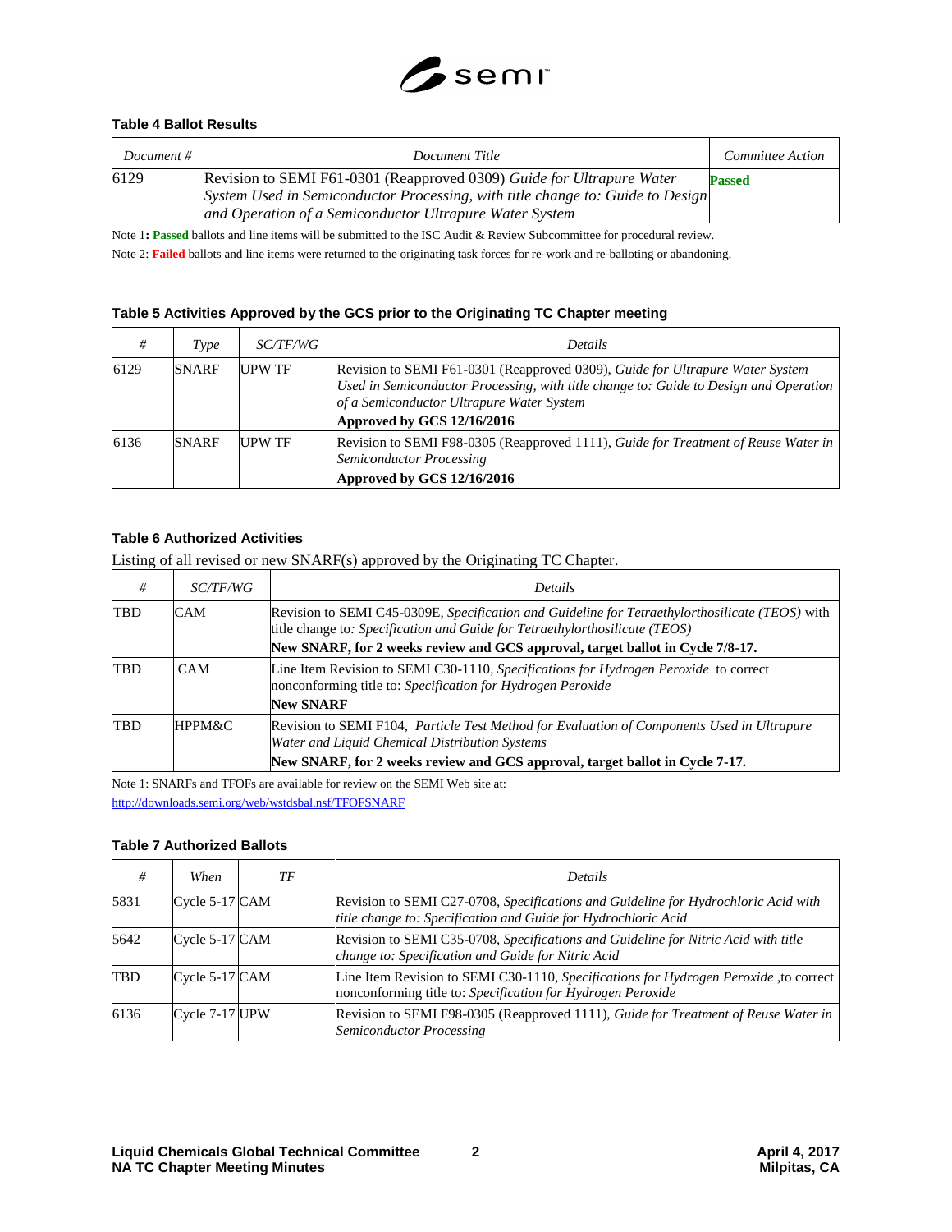**Table 4 Ballot Results**

| *Document #* | *Document Title* | *Committee Action* |
|---|---|---|
| 6129 | Revision to SEMI F61-0301 (Reapproved 0309) *Guide for Ultrapure Water System Used in Semiconductor Processing, with title change to: Guide to Design and Operation of a Semiconductor Ultrapure Water System* | **Passed** |

Note 1**: Passed** ballots and line items will be submitted to the ISC Audit & Review Subcommittee for procedural review.

Note 2: **Failed** ballots and line items were returned to the originating task forces for re-work and re-balloting or abandoning.

**Table 5 Activities Approved by the GCS prior to the Originating TC Chapter meeting**

| *#* | *Type* | *SC/TF/WG* | *Details* |
|---|---|---|---|
| 6129 | SNARF | UPW TF | Revision to SEMI F61-0301 (Reapproved 0309), *Guide for Ultrapure Water System Used in Semiconductor Processing, with title change to: Guide to Design and Operation of a Semiconductor Ultrapure Water System* **Approved by GCS 12/16/2016** |
| 6136 | SNARF | UPW TF | Revision to SEMI F98-0305 (Reapproved 1111), *Guide for Treatment of Reuse Water in Semiconductor Processing* **Approved by GCS 12/16/2016** |

**Table 6 Authorized Activities**

Listing of all revised or new SNARF(s) approved by the Originating TC Chapter.

| *#* | *SC/TF/WG* | *Details* |
|---|---|---|
| TBD | CAM | Revision to SEMI C45-0309E, *Specification and Guideline for Tetraethylorthosilicate (TEOS)* with title change to*: Specification and Guide for Tetraethylorthosilicate (TEOS)* **New SNARF, for 2 weeks review and GCS approval, target ballot in Cycle 7/8-17.** |
| TBD | CAM | Line Item Revision to SEMI C30-1110, *Specifications for Hydrogen Peroxide* to correct nonconforming title to: *Specification for Hydrogen Peroxide* **New SNARF** |
| TBD | HPPM&C | Revision to SEMI F104, *Particle Test Method for Evaluation of Components Used in Ultrapure Water and Liquid Chemical Distribution Systems* **New SNARF, for 2 weeks review and GCS approval, target ballot in Cycle 7-17.** |

Note 1: SNARFs and TFOFs are available for review on the SEMI Web site at:
http://downloads.semi.org/web/wstdsbal.nsf/TFOFSNARF

**Table 7 Authorized Ballots**

| *#* | *When* | *TF* | *Details* |
|---|---|---|---|
| 5831 | Cycle 5-17 | CAM | Revision to SEMI C27-0708, *Specifications and Guideline for Hydrochloric Acid with title change to: Specification and Guide for Hydrochloric Acid* |
| 5642 | Cycle 5-17 | CAM | Revision to SEMI C35-0708, *Specifications and Guideline for Nitric Acid with title change to: Specification and Guide for Nitric Acid* |
| TBD | Cycle 5-17 | CAM | Line Item Revision to SEMI C30-1110, *Specifications for Hydrogen Peroxide* ,to correct nonconforming title to: *Specification for Hydrogen Peroxide* |
| 6136 | Cycle 7-17 | UPW | Revision to SEMI F98-0305 (Reapproved 1111), *Guide for Treatment of Reuse Water in Semiconductor Processing* |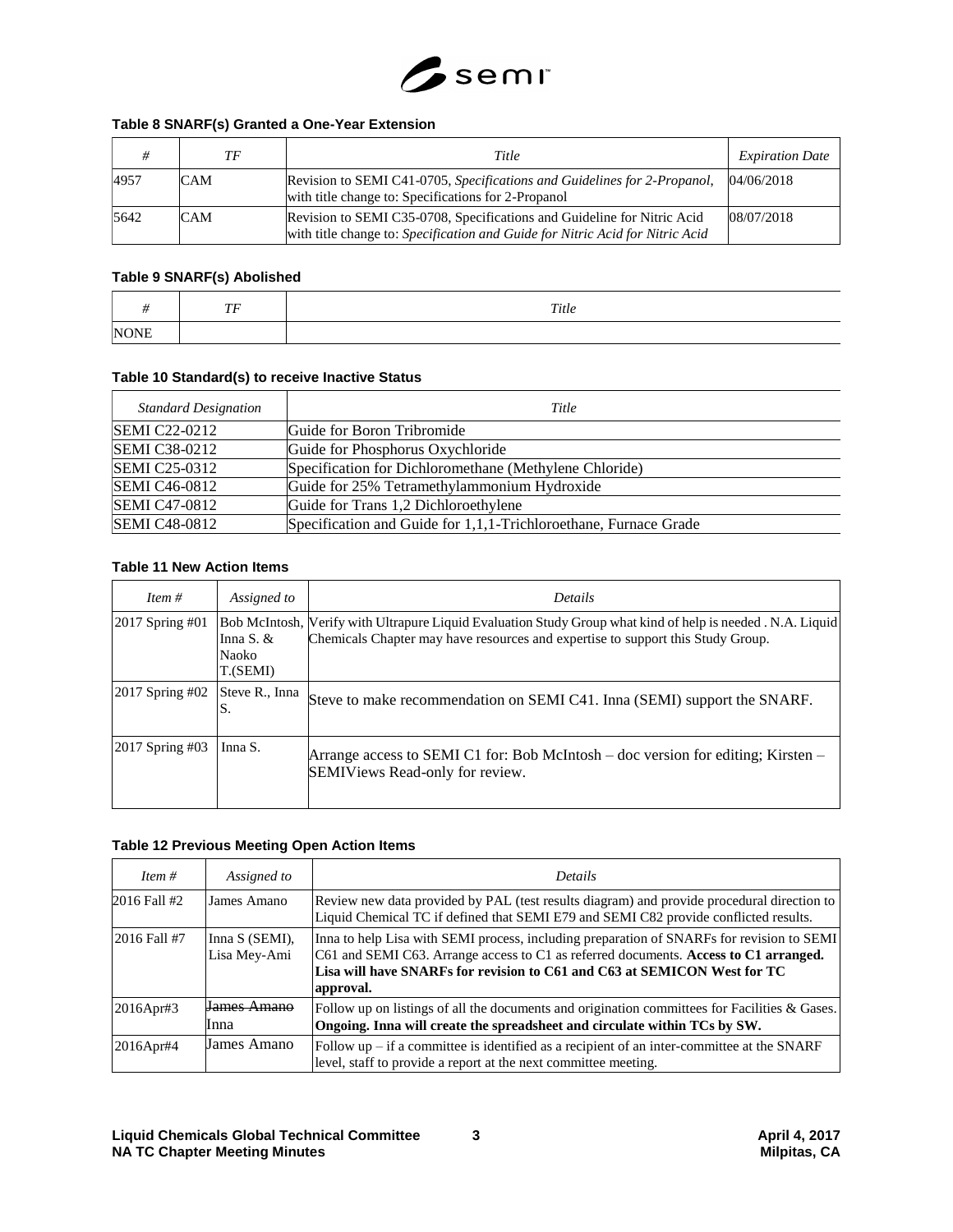### Table 8 SNARF(s) Granted a One-Year Extension

| *#* | *TF* | *Title* | *Expiration Date* |
|---|---|---|---|
| 4957 | CAM | Revision to SEMI C41-0705, *Specifications and Guidelines for 2-Propanol*, with title change to: Specifications for 2-Propanol | 04/06/2018 |
| 5642 | CAM | Revision to SEMI C35-0708, Specifications and Guideline for Nitric Acid with title change to: *Specification and Guide for Nitric Acid for Nitric Acid* | 08/07/2018 |

### Table 9 SNARF(s) Abolished

| *#* | *TF* | *Title* |
|---|---|---|
| NONE | | |

### Table 10 Standard(s) to receive Inactive Status

| *Standard Designation* | *Title* |
|---|---|
| SEMI C22-0212 | Guide for Boron Tribromide |
| SEMI C38-0212 | Guide for Phosphorus Oxychloride |
| SEMI C25-0312 | Specification for Dichloromethane (Methylene Chloride) |
| SEMI C46-0812 | Guide for 25% Tetramethylammonium Hydroxide |
| SEMI C47-0812 | Guide for Trans 1,2 Dichloroethylene |
| SEMI C48-0812 | Specification and Guide for 1,1,1-Trichloroethane, Furnace Grade |

### Table 11 New Action Items

| *Item #* | *Assigned to* | *Details* |
|---|---|---|
| 2017 Spring #01 | Bob McIntosh, Inna S. & Naoko T.(SEMI) | Verify with Ultrapure Liquid Evaluation Study Group what kind of help is needed . N.A. Liquid Chemicals Chapter may have resources and expertise to support this Study Group. |
| 2017 Spring #02 | Steve R., Inna S. | Steve to make recommendation on SEMI C41. Inna (SEMI) support the SNARF. |
| 2017 Spring #03 | Inna S. | Arrange access to SEMI C1 for: Bob McIntosh – doc version for editing; Kirsten – SEMIViews Read-only for review. |

### Table 12 Previous Meeting Open Action Items

| *Item #* | *Assigned to* | *Details* |
|---|---|---|
| 2016 Fall #2 | James Amano | Review new data provided by PAL (test results diagram) and provide procedural direction to Liquid Chemical TC if defined that SEMI E79 and SEMI C82 provide conflicted results. |
| 2016 Fall #7 | Inna S (SEMI), Lisa Mey-Ami | Inna to help Lisa with SEMI process, including preparation of SNARFs for revision to SEMI C61 and SEMI C63. Arrange access to C1 as referred documents. **Access to C1 arranged. Lisa will have SNARFs for revision to C61 and C63 at SEMICON West for TC approval.** |
| 2016Apr#3 | ~~James Amano~~ Inna | Follow up on listings of all the documents and origination committees for Facilities & Gases. **Ongoing. Inna will create the spreadsheet and circulate within TCs by SW.** |
| 2016Apr#4 | James Amano | Follow up – if a committee is identified as a recipient of an inter-committee at the SNARF level, staff to provide a report at the next committee meeting. |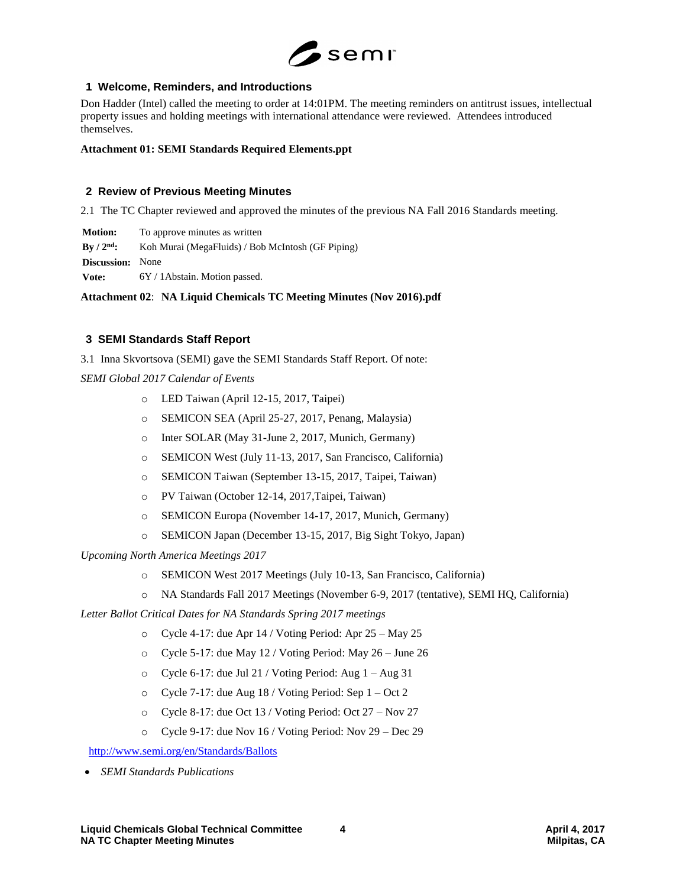## 1 Welcome, Reminders, and Introductions

Don Hadder (Intel) called the meeting to order at 14:01PM. The meeting reminders on antitrust issues, intellectual property issues and holding meetings with international attendance were reviewed. Attendees introduced themselves.

**Attachment 01: SEMI Standards Required Elements.ppt**

## 2 Review of Previous Meeting Minutes

2.1 The TC Chapter reviewed and approved the minutes of the previous NA Fall 2016 Standards meeting.

| | |
|---|---|
| **Motion:** | To approve minutes as written |
| **By / 2nd:** | Koh Murai (MegaFluids) / Bob McIntosh (GF Piping) |
| **Discussion:** | None |
| **Vote:** | 6Y / 1Abstain. Motion passed. |

**Attachment 02**: **NA Liquid Chemicals TC Meeting Minutes (Nov 2016).pdf**

## 3 SEMI Standards Staff Report

3.1 Inna Skvortsova (SEMI) gave the SEMI Standards Staff Report. Of note:

*SEMI Global 2017 Calendar of Events*

- LED Taiwan (April 12-15, 2017, Taipei)
- SEMICON SEA (April 25-27, 2017, Penang, Malaysia)
- Inter SOLAR (May 31-June 2, 2017, Munich, Germany)
- SEMICON West (July 11-13, 2017, San Francisco, California)
- SEMICON Taiwan (September 13-15, 2017, Taipei, Taiwan)
- PV Taiwan (October 12-14, 2017,Taipei, Taiwan)
- SEMICON Europa (November 14-17, 2017, Munich, Germany)
- SEMICON Japan (December 13-15, 2017, Big Sight Tokyo, Japan)

*Upcoming North America Meetings 2017*

- SEMICON West 2017 Meetings (July 10-13, San Francisco, California)
- NA Standards Fall 2017 Meetings (November 6-9, 2017 (tentative), SEMI HQ, California)

*Letter Ballot Critical Dates for NA Standards Spring 2017 meetings*

- Cycle 4-17: due Apr 14 / Voting Period: Apr 25 – May 25
- Cycle 5-17: due May 12 / Voting Period: May 26 – June 26
- Cycle 6-17: due Jul 21 / Voting Period: Aug 1 – Aug 31
- Cycle 7-17: due Aug 18 / Voting Period: Sep 1 – Oct 2
- Cycle 8-17: due Oct 13 / Voting Period: Oct 27 – Nov 27
- Cycle 9-17: due Nov 16 / Voting Period: Nov 29 – Dec 29

http://www.semi.org/en/Standards/Ballots

- *SEMI Standards Publications*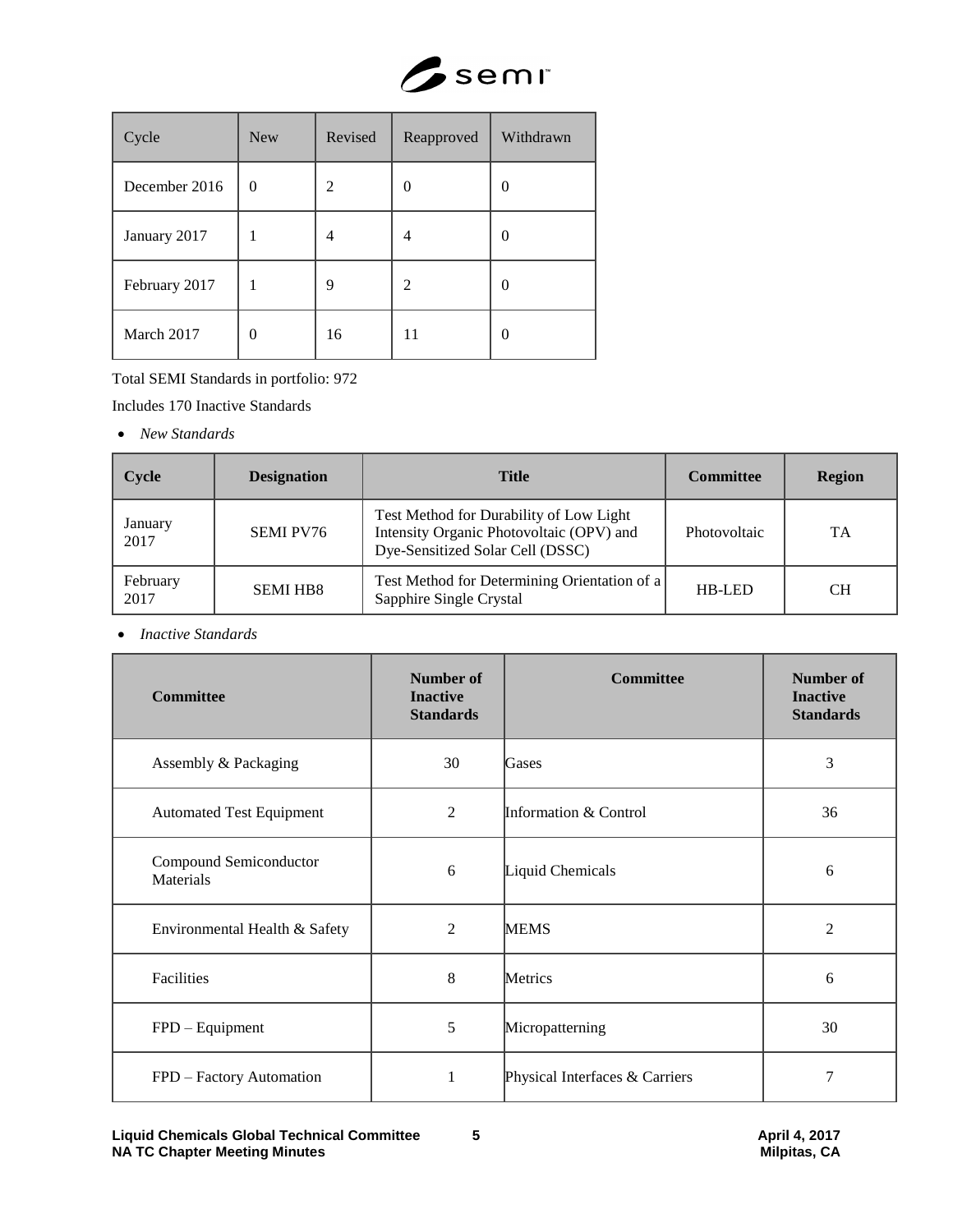| Cycle | New | Revised | Reapproved | Withdrawn |
|---|---|---|---|---|
| December 2016 | 0 | 2 | 0 | 0 |
| January 2017 | 1 | 4 | 4 | 0 |
| February 2017 | 1 | 9 | 2 | 0 |
| March 2017 | 0 | 16 | 11 | 0 |

Total SEMI Standards in portfolio: 972

Includes 170 Inactive Standards

- *New Standards*

| Cycle | Designation | Title | Committee | Region |
|---|---|---|---|---|
| January 2017 | SEMI PV76 | Test Method for Durability of Low Light Intensity Organic Photovoltaic (OPV) and Dye-Sensitized Solar Cell (DSSC) | Photovoltaic | TA |
| February 2017 | SEMI HB8 | Test Method for Determining Orientation of a Sapphire Single Crystal | HB-LED | CH |

- *Inactive Standards*

| Committee | Number of Inactive Standards | Committee | Number of Inactive Standards |
|---|---|---|---|
| Assembly & Packaging | 30 | Gases | 3 |
| Automated Test Equipment | 2 | Information & Control | 36 |
| Compound Semiconductor Materials | 6 | Liquid Chemicals | 6 |
| Environmental Health & Safety | 2 | MEMS | 2 |
| Facilities | 8 | Metrics | 6 |
| FPD – Equipment | 5 | Micropatterning | 30 |
| FPD – Factory Automation | 1 | Physical Interfaces & Carriers | 7 |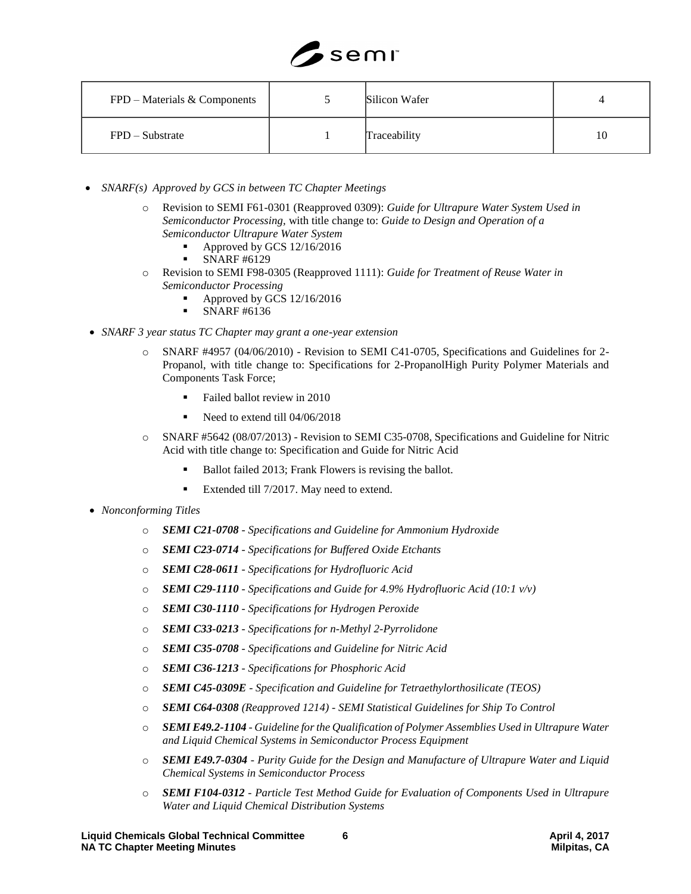| FPD – Materials & Components | 5 | Silicon Wafer | 4 |
|---|---|---|---|
| FPD – Substrate | 1 | Traceability | 10 |

- *SNARF(s) Approved by GCS in between TC Chapter Meetings*
  - Revision to SEMI F61-0301 (Reapproved 0309): *Guide for Ultrapure Water System Used in Semiconductor Processing,* with title change to: *Guide to Design and Operation of a Semiconductor Ultrapure Water System*
    - Approved by GCS 12/16/2016
    - SNARF #6129
  - Revision to SEMI F98-0305 (Reapproved 1111): *Guide for Treatment of Reuse Water in Semiconductor Processing*
    - Approved by GCS 12/16/2016
    - SNARF #6136
- *SNARF 3 year status TC Chapter may grant a one-year extension*
  - SNARF #4957 (04/06/2010) - Revision to SEMI C41-0705, Specifications and Guidelines for 2-Propanol, with title change to: Specifications for 2-PropanolHigh Purity Polymer Materials and Components Task Force;
    - Failed ballot review in 2010
    - Need to extend till 04/06/2018
  - SNARF #5642 (08/07/2013) - Revision to SEMI C35-0708, Specifications and Guideline for Nitric Acid with title change to: Specification and Guide for Nitric Acid
    - Ballot failed 2013; Frank Flowers is revising the ballot.
    - Extended till 7/2017. May need to extend.
- *Nonconforming Titles*
  - ***SEMI C21-0708*** *- Specifications and Guideline for Ammonium Hydroxide*
  - ***SEMI C23-0714*** *- Specifications for Buffered Oxide Etchants*
  - ***SEMI C28-0611*** *- Specifications for Hydrofluoric Acid*
  - ***SEMI C29-1110*** *- Specifications and Guide for 4.9% Hydrofluoric Acid (10:1 v/v)*
  - ***SEMI C30-1110*** *- Specifications for Hydrogen Peroxide*
  - ***SEMI C33-0213*** *- Specifications for n-Methyl 2-Pyrrolidone*
  - ***SEMI C35-0708*** *- Specifications and Guideline for Nitric Acid*
  - ***SEMI C36-1213*** *- Specifications for Phosphoric Acid*
  - ***SEMI C45-0309E*** *- Specification and Guideline for Tetraethylorthosilicate (TEOS)*
  - ***SEMI C64-0308*** *(Reapproved 1214) - SEMI Statistical Guidelines for Ship To Control*
  - ***SEMI E49.2-1104*** *- Guideline for the Qualification of Polymer Assemblies Used in Ultrapure Water and Liquid Chemical Systems in Semiconductor Process Equipment*
  - ***SEMI E49.7-0304*** *- Purity Guide for the Design and Manufacture of Ultrapure Water and Liquid Chemical Systems in Semiconductor Process*
  - ***SEMI F104-0312*** *- Particle Test Method Guide for Evaluation of Components Used in Ultrapure Water and Liquid Chemical Distribution Systems*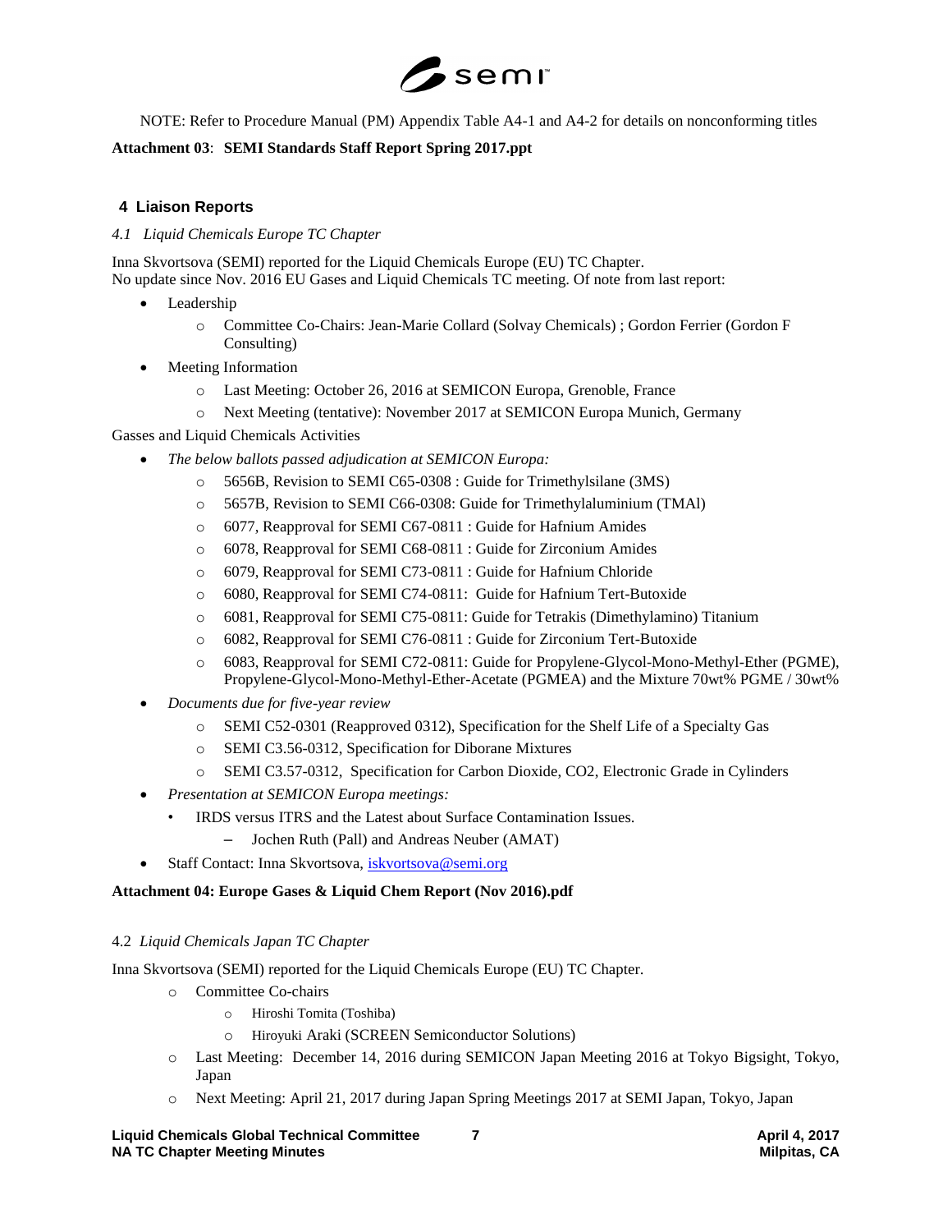NOTE: Refer to Procedure Manual (PM) Appendix Table A4-1 and A4-2 for details on nonconforming titles

**Attachment 03**: **SEMI Standards Staff Report Spring 2017.ppt**

## 4 Liaison Reports

*4.1 Liquid Chemicals Europe TC Chapter*

Inna Skvortsova (SEMI) reported for the Liquid Chemicals Europe (EU) TC Chapter.
No update since Nov. 2016 EU Gases and Liquid Chemicals TC meeting. Of note from last report:

- Leadership
  - Committee Co-Chairs: Jean-Marie Collard (Solvay Chemicals) ; Gordon Ferrier (Gordon F Consulting)
- Meeting Information
  - Last Meeting: October 26, 2016 at SEMICON Europa, Grenoble, France
  - Next Meeting (tentative): November 2017 at SEMICON Europa Munich, Germany

Gasses and Liquid Chemicals Activities

- *The below ballots passed adjudication at SEMICON Europa:*
  - 5656B, Revision to SEMI C65-0308 : Guide for Trimethylsilane (3MS)
  - 5657B, Revision to SEMI C66-0308: Guide for Trimethylaluminium (TMAl)
  - 6077, Reapproval for SEMI C67-0811 : Guide for Hafnium Amides
  - 6078, Reapproval for SEMI C68-0811 : Guide for Zirconium Amides
  - 6079, Reapproval for SEMI C73-0811 : Guide for Hafnium Chloride
  - 6080, Reapproval for SEMI C74-0811: Guide for Hafnium Tert-Butoxide
  - 6081, Reapproval for SEMI C75-0811: Guide for Tetrakis (Dimethylamino) Titanium
  - 6082, Reapproval for SEMI C76-0811 : Guide for Zirconium Tert-Butoxide
  - 6083, Reapproval for SEMI C72-0811: Guide for Propylene-Glycol-Mono-Methyl-Ether (PGME), Propylene-Glycol-Mono-Methyl-Ether-Acetate (PGMEA) and the Mixture 70wt% PGME / 30wt%
- *Documents due for five-year review*
  - SEMI C52-0301 (Reapproved 0312), Specification for the Shelf Life of a Specialty Gas
  - SEMI C3.56-0312, Specification for Diborane Mixtures
  - SEMI C3.57-0312, Specification for Carbon Dioxide, CO2, Electronic Grade in Cylinders
- *Presentation at SEMICON Europa meetings:*
  - IRDS versus ITRS and the Latest about Surface Contamination Issues.
    - Jochen Ruth (Pall) and Andreas Neuber (AMAT)
- Staff Contact: Inna Skvortsova, iskvortsova@semi.org

**Attachment 04: Europe Gases & Liquid Chem Report (Nov 2016).pdf**

4.2 *Liquid Chemicals Japan TC Chapter*

Inna Skvortsova (SEMI) reported for the Liquid Chemicals Europe (EU) TC Chapter.

- Committee Co-chairs
  - Hiroshi Tomita (Toshiba)
  - Hiroyuki Araki (SCREEN Semiconductor Solutions)
- Last Meeting: December 14, 2016 during SEMICON Japan Meeting 2016 at Tokyo Bigsight, Tokyo, Japan
- Next Meeting: April 21, 2017 during Japan Spring Meetings 2017 at SEMI Japan, Tokyo, Japan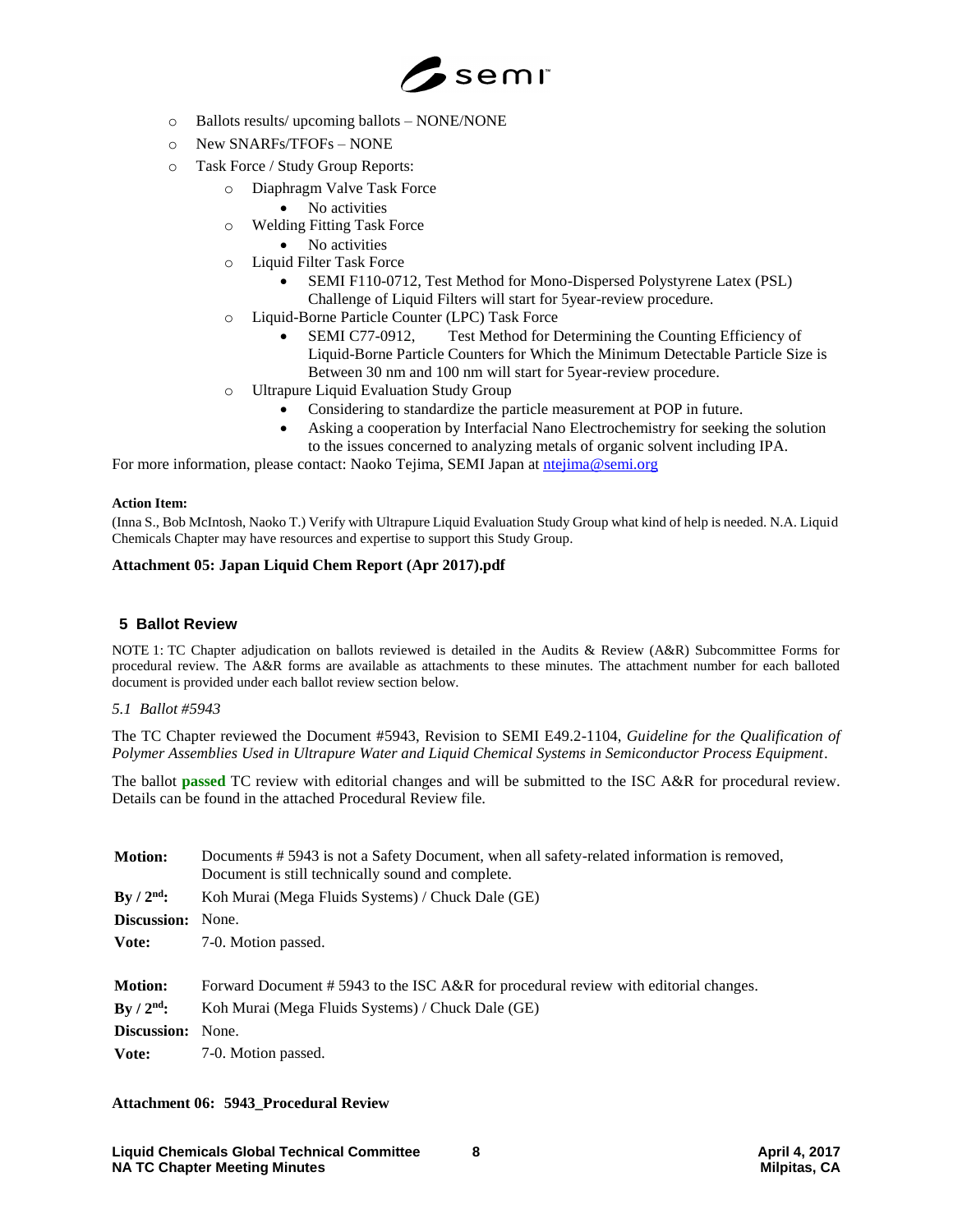- Ballots results/ upcoming ballots – NONE/NONE
- New SNARFs/TFOFs – NONE
- Task Force / Study Group Reports:
  - Diaphragm Valve Task Force
    - No activities
  - Welding Fitting Task Force
    - No activities
  - Liquid Filter Task Force
    - SEMI F110-0712, Test Method for Mono-Dispersed Polystyrene Latex (PSL) Challenge of Liquid Filters will start for 5year-review procedure.
  - Liquid-Borne Particle Counter (LPC) Task Force
    - SEMI C77-0912, Test Method for Determining the Counting Efficiency of Liquid-Borne Particle Counters for Which the Minimum Detectable Particle Size is Between 30 nm and 100 nm will start for 5year-review procedure.
  - Ultrapure Liquid Evaluation Study Group
    - Considering to standardize the particle measurement at POP in future.
    - Asking a cooperation by Interfacial Nano Electrochemistry for seeking the solution to the issues concerned to analyzing metals of organic solvent including IPA.

For more information, please contact: Naoko Tejima, SEMI Japan at ntejima@semi.org

**Action Item:**

(Inna S., Bob McIntosh, Naoko T.) Verify with Ultrapure Liquid Evaluation Study Group what kind of help is needed. N.A. Liquid Chemicals Chapter may have resources and expertise to support this Study Group.

**Attachment 05: Japan Liquid Chem Report (Apr 2017).pdf**

## 5 Ballot Review

NOTE 1: TC Chapter adjudication on ballots reviewed is detailed in the Audits & Review (A&R) Subcommittee Forms for procedural review. The A&R forms are available as attachments to these minutes. The attachment number for each balloted document is provided under each ballot review section below.

*5.1 Ballot #5943*

The TC Chapter reviewed the Document #5943, Revision to SEMI E49.2-1104, *Guideline for the Qualification of Polymer Assemblies Used in Ultrapure Water and Liquid Chemical Systems in Semiconductor Process Equipment*.

The ballot **passed** TC review with editorial changes and will be submitted to the ISC A&R for procedural review. Details can be found in the attached Procedural Review file.

| | |
|---|---|
| **Motion:** | Documents # 5943 is not a Safety Document, when all safety-related information is removed, Document is still technically sound and complete. |
| **By / 2nd:** | Koh Murai (Mega Fluids Systems) / Chuck Dale (GE) |
| **Discussion:** | None. |
| **Vote:** | 7-0. Motion passed. |

| | |
|---|---|
| **Motion:** | Forward Document # 5943 to the ISC A&R for procedural review with editorial changes. |
| **By / 2nd:** | Koh Murai (Mega Fluids Systems) / Chuck Dale (GE) |
| **Discussion:** | None. |
| **Vote:** | 7-0. Motion passed. |

**Attachment 06: 5943_Procedural Review**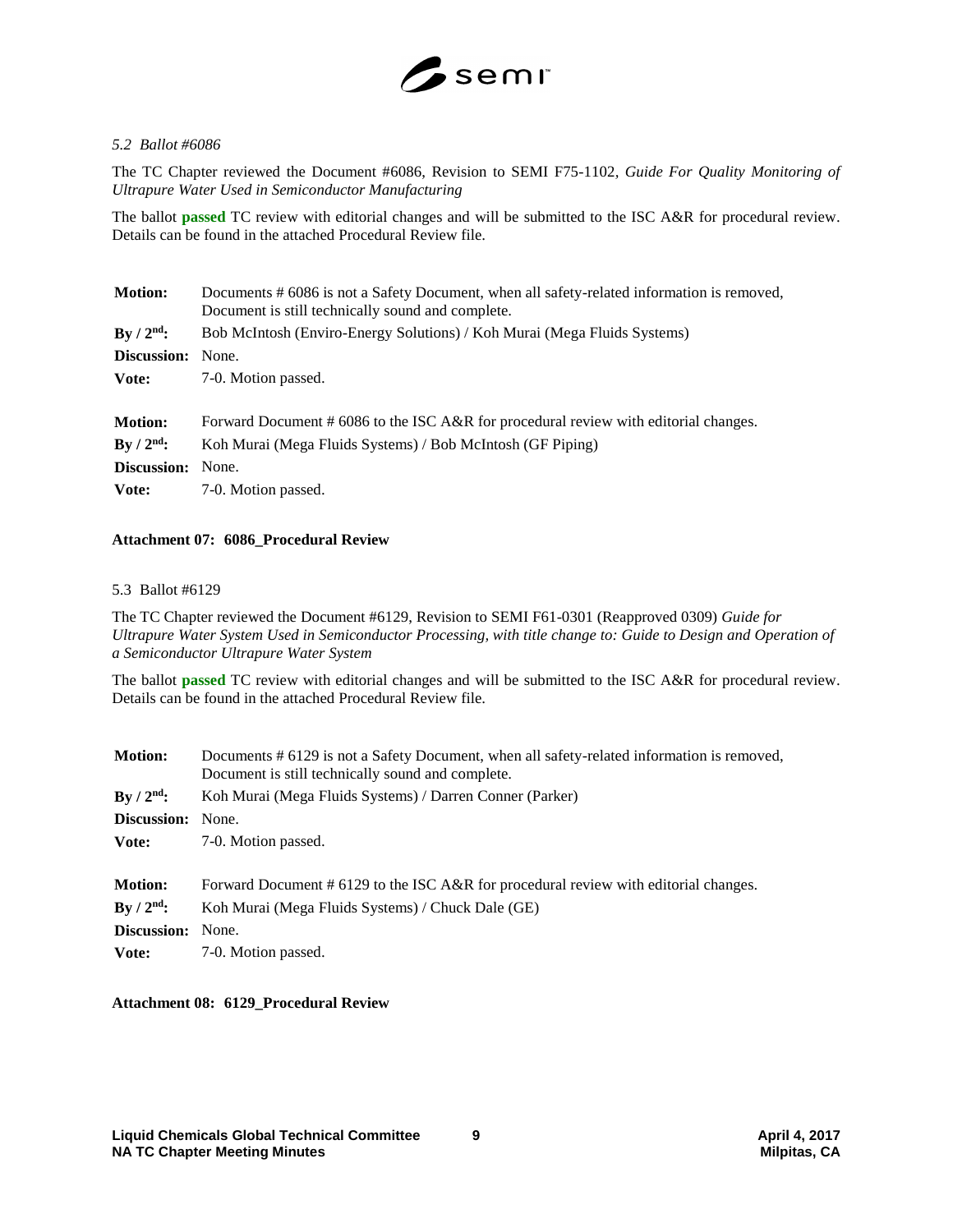*5.2 Ballot #6086*

The TC Chapter reviewed the Document #6086, Revision to SEMI F75-1102, *Guide For Quality Monitoring of Ultrapure Water Used in Semiconductor Manufacturing*

The ballot **passed** TC review with editorial changes and will be submitted to the ISC A&R for procedural review. Details can be found in the attached Procedural Review file.

| | |
|---|---|
| **Motion:** | Documents # 6086 is not a Safety Document, when all safety-related information is removed, Document is still technically sound and complete. |
| **By / 2nd:** | Bob McIntosh (Enviro-Energy Solutions) / Koh Murai (Mega Fluids Systems) |
| **Discussion:** | None. |
| **Vote:** | 7-0. Motion passed. |

| | |
|---|---|
| **Motion:** | Forward Document # 6086 to the ISC A&R for procedural review with editorial changes. |
| **By / 2nd:** | Koh Murai (Mega Fluids Systems) / Bob McIntosh (GF Piping) |
| **Discussion:** | None. |
| **Vote:** | 7-0. Motion passed. |

**Attachment 07: 6086_Procedural Review**

5.3 Ballot #6129

The TC Chapter reviewed the Document #6129, Revision to SEMI F61-0301 (Reapproved 0309) *Guide for Ultrapure Water System Used in Semiconductor Processing, with title change to: Guide to Design and Operation of a Semiconductor Ultrapure Water System*

The ballot **passed** TC review with editorial changes and will be submitted to the ISC A&R for procedural review. Details can be found in the attached Procedural Review file.

| | |
|---|---|
| **Motion:** | Documents # 6129 is not a Safety Document, when all safety-related information is removed, Document is still technically sound and complete. |
| **By / 2nd:** | Koh Murai (Mega Fluids Systems) / Darren Conner (Parker) |
| **Discussion:** | None. |
| **Vote:** | 7-0. Motion passed. |

| | |
|---|---|
| **Motion:** | Forward Document # 6129 to the ISC A&R for procedural review with editorial changes. |
| **By / 2nd:** | Koh Murai (Mega Fluids Systems) / Chuck Dale (GE) |
| **Discussion:** | None. |
| **Vote:** | 7-0. Motion passed. |

**Attachment 08: 6129_Procedural Review**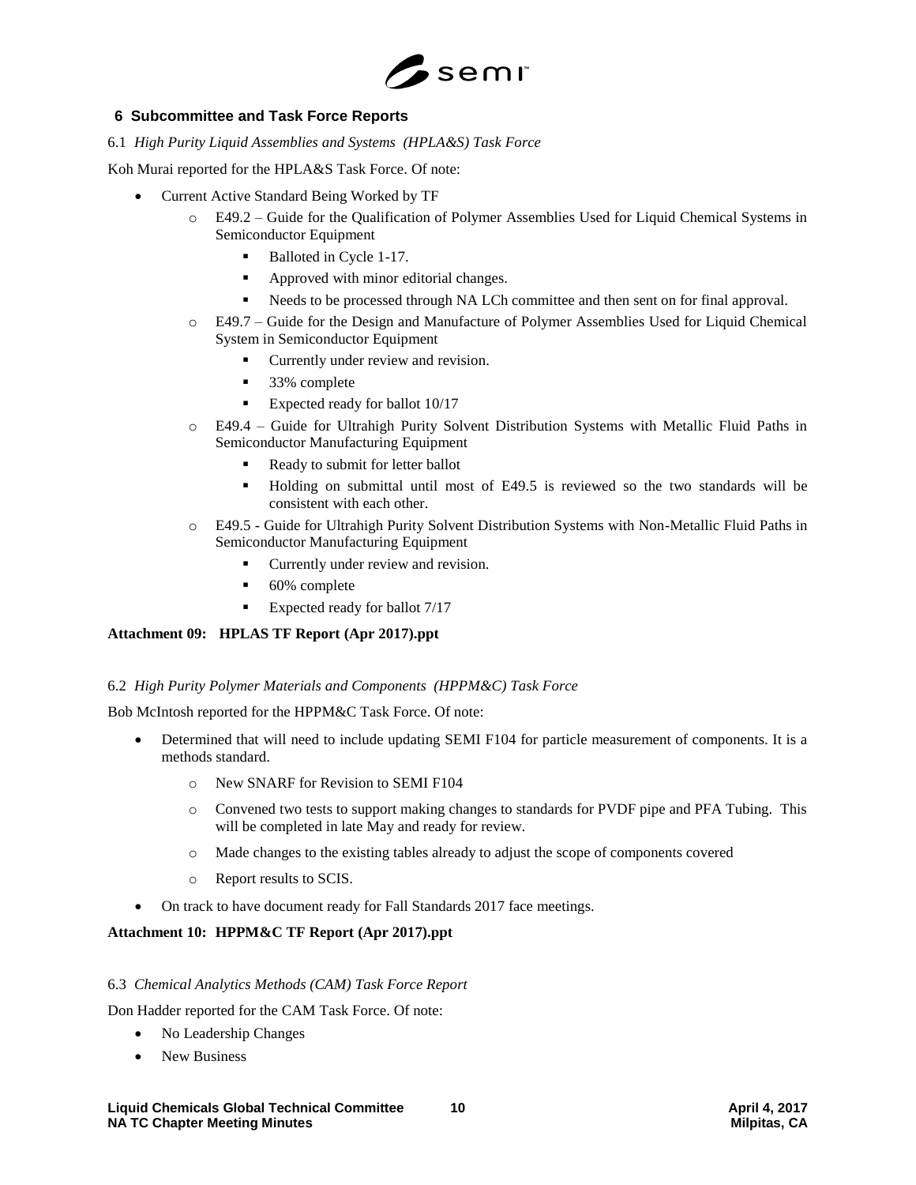## 6 Subcommittee and Task Force Reports

6.1 *High Purity Liquid Assemblies and Systems (HPLA&S) Task Force*

Koh Murai reported for the HPLA&S Task Force. Of note:

- Current Active Standard Being Worked by TF
  - E49.2 – Guide for the Qualification of Polymer Assemblies Used for Liquid Chemical Systems in Semiconductor Equipment
    - Balloted in Cycle 1-17.
    - Approved with minor editorial changes.
    - Needs to be processed through NA LCh committee and then sent on for final approval.
  - E49.7 – Guide for the Design and Manufacture of Polymer Assemblies Used for Liquid Chemical System in Semiconductor Equipment
    - Currently under review and revision.
    - 33% complete
    - Expected ready for ballot 10/17
  - E49.4 – Guide for Ultrahigh Purity Solvent Distribution Systems with Metallic Fluid Paths in Semiconductor Manufacturing Equipment
    - Ready to submit for letter ballot
    - Holding on submittal until most of E49.5 is reviewed so the two standards will be consistent with each other.
  - E49.5 - Guide for Ultrahigh Purity Solvent Distribution Systems with Non-Metallic Fluid Paths in Semiconductor Manufacturing Equipment
    - Currently under review and revision.
    - 60% complete
    - Expected ready for ballot 7/17

**Attachment 09: HPLAS TF Report (Apr 2017).ppt**

6.2 *High Purity Polymer Materials and Components (HPPM&C) Task Force*

Bob McIntosh reported for the HPPM&C Task Force. Of note:

- Determined that will need to include updating SEMI F104 for particle measurement of components. It is a methods standard.
  - New SNARF for Revision to SEMI F104
  - Convened two tests to support making changes to standards for PVDF pipe and PFA Tubing. This will be completed in late May and ready for review.
  - Made changes to the existing tables already to adjust the scope of components covered
  - Report results to SCIS.
- On track to have document ready for Fall Standards 2017 face meetings.

**Attachment 10: HPPM&C TF Report (Apr 2017).ppt**

6.3 *Chemical Analytics Methods (CAM) Task Force Report*

Don Hadder reported for the CAM Task Force. Of note:

- No Leadership Changes
- New Business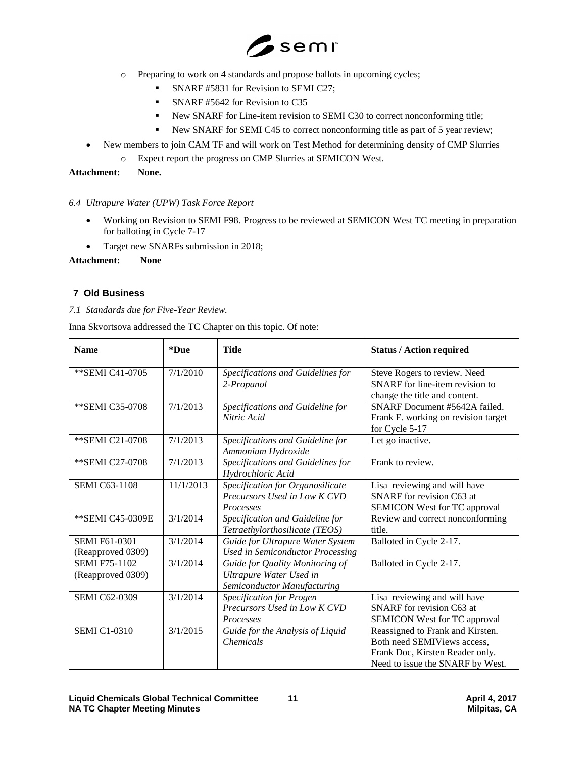- Preparing to work on 4 standards and propose ballots in upcoming cycles;
  - SNARF #5831 for Revision to SEMI C27;
  - SNARF #5642 for Revision to C35
  - New SNARF for Line-item revision to SEMI C30 to correct nonconforming title;
  - New SNARF for SEMI C45 to correct nonconforming title as part of 5 year review;
- New members to join CAM TF and will work on Test Method for determining density of CMP Slurries
  - Expect report the progress on CMP Slurries at SEMICON West.

**Attachment: None.**

*6.4 Ultrapure Water (UPW) Task Force Report*

- Working on Revision to SEMI F98. Progress to be reviewed at SEMICON West TC meeting in preparation for balloting in Cycle 7-17
- Target new SNARFs submission in 2018;

**Attachment: None**

## 7 Old Business

*7.1 Standards due for Five-Year Review.*

Inna Skvortsova addressed the TC Chapter on this topic. Of note:

| Name | *Due | Title | Status / Action required |
|---|---|---|---|
| **SEMI C41-0705 | 7/1/2010 | *Specifications and Guidelines for 2-Propanol* | Steve Rogers to review. Need SNARF for line-item revision to change the title and content. |
| **SEMI C35-0708 | 7/1/2013 | *Specifications and Guideline for Nitric Acid* | SNARF Document #5642A failed. Frank F. working on revision target for Cycle 5-17 |
| **SEMI C21-0708 | 7/1/2013 | *Specifications and Guideline for Ammonium Hydroxide* | Let go inactive. |
| **SEMI C27-0708 | 7/1/2013 | *Specifications and Guidelines for Hydrochloric Acid* | Frank to review. |
| SEMI C63-1108 | 11/1/2013 | *Specification for Organosilicate Precursors Used in Low K CVD Processes* | Lisa reviewing and will have SNARF for revision C63 at SEMICON West for TC approval |
| **SEMI C45-0309E | 3/1/2014 | *Specification and Guideline for Tetraethylorthosilicate (TEOS)* | Review and correct nonconforming title. |
| SEMI F61-0301 (Reapproved 0309) | 3/1/2014 | *Guide for Ultrapure Water System Used in Semiconductor Processing* | Balloted in Cycle 2-17. |
| SEMI F75-1102 (Reapproved 0309) | 3/1/2014 | *Guide for Quality Monitoring of Ultrapure Water Used in Semiconductor Manufacturing* | Balloted in Cycle 2-17. |
| SEMI C62-0309 | 3/1/2014 | *Specification for Progen Precursors Used in Low K CVD Processes* | Lisa reviewing and will have SNARF for revision C63 at SEMICON West for TC approval |
| SEMI C1-0310 | 3/1/2015 | *Guide for the Analysis of Liquid Chemicals* | Reassigned to Frank and Kirsten. Both need SEMIViews access, Frank Doc, Kirsten Reader only. Need to issue the SNARF by West. |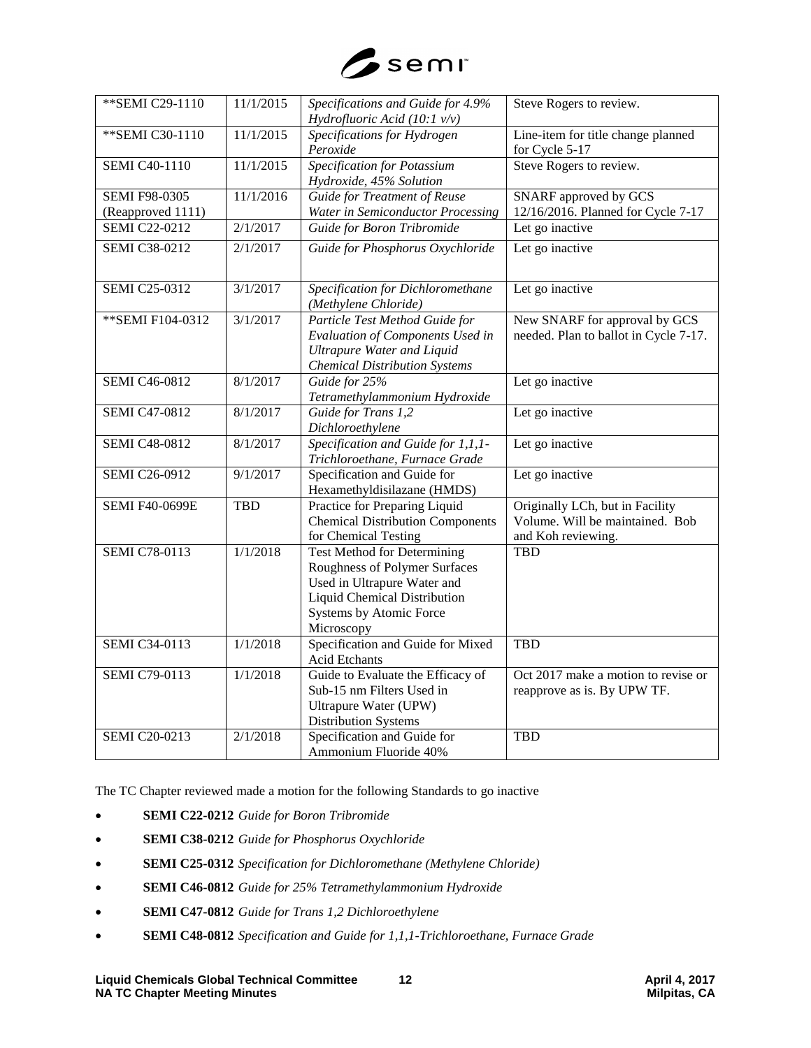| **SEMI C29-1110 | 11/1/2015 | *Specifications and Guide for 4.9% Hydrofluoric Acid (10:1 v/v)* | Steve Rogers to review. |
|---|---|---|---|
| **SEMI C30-1110 | 11/1/2015 | *Specifications for Hydrogen Peroxide* | Line-item for title change planned for Cycle 5-17 |
| SEMI C40-1110 | 11/1/2015 | *Specification for Potassium Hydroxide, 45% Solution* | Steve Rogers to review. |
| SEMI F98-0305 (Reapproved 1111) | 11/1/2016 | *Guide for Treatment of Reuse Water in Semiconductor Processing* | SNARF approved by GCS 12/16/2016. Planned for Cycle 7-17 |
| SEMI C22-0212 | 2/1/2017 | *Guide for Boron Tribromide* | Let go inactive |
| SEMI C38-0212 | 2/1/2017 | *Guide for Phosphorus Oxychloride* | Let go inactive |
| SEMI C25-0312 | 3/1/2017 | *Specification for Dichloromethane (Methylene Chloride)* | Let go inactive |
| **SEMI F104-0312 | 3/1/2017 | *Particle Test Method Guide for Evaluation of Components Used in Ultrapure Water and Liquid Chemical Distribution Systems* | New SNARF for approval by GCS needed. Plan to ballot in Cycle 7-17. |
| SEMI C46-0812 | 8/1/2017 | *Guide for 25% Tetramethylammonium Hydroxide* | Let go inactive |
| SEMI C47-0812 | 8/1/2017 | *Guide for Trans 1,2 Dichloroethylene* | Let go inactive |
| SEMI C48-0812 | 8/1/2017 | *Specification and Guide for 1,1,1-Trichloroethane, Furnace Grade* | Let go inactive |
| SEMI C26-0912 | 9/1/2017 | Specification and Guide for Hexamethyldisilazane (HMDS) | Let go inactive |
| SEMI F40-0699E | TBD | Practice for Preparing Liquid Chemical Distribution Components for Chemical Testing | Originally LCh, but in Facility Volume. Will be maintained. Bob and Koh reviewing. |
| SEMI C78-0113 | 1/1/2018 | Test Method for Determining Roughness of Polymer Surfaces Used in Ultrapure Water and Liquid Chemical Distribution Systems by Atomic Force Microscopy | TBD |
| SEMI C34-0113 | 1/1/2018 | Specification and Guide for Mixed Acid Etchants | TBD |
| SEMI C79-0113 | 1/1/2018 | Guide to Evaluate the Efficacy of Sub-15 nm Filters Used in Ultrapure Water (UPW) Distribution Systems | Oct 2017 make a motion to revise or reapprove as is. By UPW TF. |
| SEMI C20-0213 | 2/1/2018 | Specification and Guide for Ammonium Fluoride 40% | TBD |

The TC Chapter reviewed made a motion for the following Standards to go inactive

- **SEMI C22-0212** *Guide for Boron Tribromide*
- **SEMI C38-0212** *Guide for Phosphorus Oxychloride*
- **SEMI C25-0312** *Specification for Dichloromethane (Methylene Chloride)*
- **SEMI C46-0812** *Guide for 25% Tetramethylammonium Hydroxide*
- **SEMI C47-0812** *Guide for Trans 1,2 Dichloroethylene*
- **SEMI C48-0812** *Specification and Guide for 1,1,1-Trichloroethane, Furnace Grade*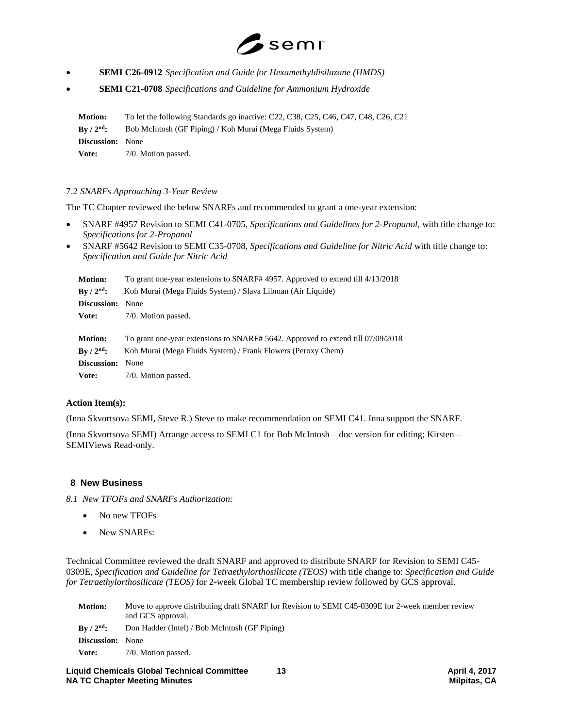- **SEMI C26-0912** *Specification and Guide for Hexamethyldisilazane (HMDS)*
- **SEMI C21-0708** *Specifications and Guideline for Ammonium Hydroxide*

| | |
|---|---|
| **Motion:** | To let the following Standards go inactive: C22, C38, C25, C46, C47, C48, C26, C21 |
| **By / 2nd:** | Bob McIntosh (GF Piping) / Koh Murai (Mega Fluids System) |
| **Discussion:** | None |
| **Vote:** | 7/0. Motion passed. |

7.2 *SNARFs Approaching 3-Year Review*

The TC Chapter reviewed the below SNARFs and recommended to grant a one-year extension:

- SNARF #4957 Revision to SEMI C41-0705, *Specifications and Guidelines for 2-Propanol*, with title change to: *Specifications for 2-Propanol*
- SNARF #5642 Revision to SEMI C35-0708, *Specifications and Guideline for Nitric Acid* with title change to: *Specification and Guide for Nitric Acid*

| | |
|---|---|
| **Motion:** | To grant one-year extensions to SNARF# 4957. Approved to extend till 4/13/2018 |
| **By / 2nd:** | Koh Murai (Mega Fluids System) / Slava Libman (Air Liquide) |
| **Discussion:** | None |
| **Vote:** | 7/0. Motion passed. |

| | |
|---|---|
| **Motion:** | To grant one-year extensions to SNARF# 5642. Approved to extend till 07/09/2018 |
| **By / 2nd:** | Koh Murai (Mega Fluids System) / Frank Flowers (Peroxy Chem) |
| **Discussion:** | None |
| **Vote:** | 7/0. Motion passed. |

**Action Item(s):**

(Inna Skvortsova SEMI, Steve R.) Steve to make recommendation on SEMI C41. Inna support the SNARF.

(Inna Skvortsova SEMI) Arrange access to SEMI C1 for Bob McIntosh – doc version for editing; Kirsten – SEMIViews Read-only.

## 8 New Business

*8.1 New TFOFs and SNARFs Authorization:*

- No new TFOFs
- New SNARFs:

Technical Committee reviewed the draft SNARF and approved to distribute SNARF for Revision to SEMI C45-0309E, *Specification and Guideline for Tetraethylorthosilicate (TEOS)* with title change to: *Specification and Guide for Tetraethylorthosilicate (TEOS)* for 2-week Global TC membership review followed by GCS approval.

| | |
|---|---|
| **Motion:** | Move to approve distributing draft SNARF for Revision to SEMI C45-0309E for 2-week member review and GCS approval. |
| **By / 2nd:** | Don Hadder (Intel) / Bob McIntosh (GF Piping) |
| **Discussion:** | None |
| **Vote:** | 7/0. Motion passed. |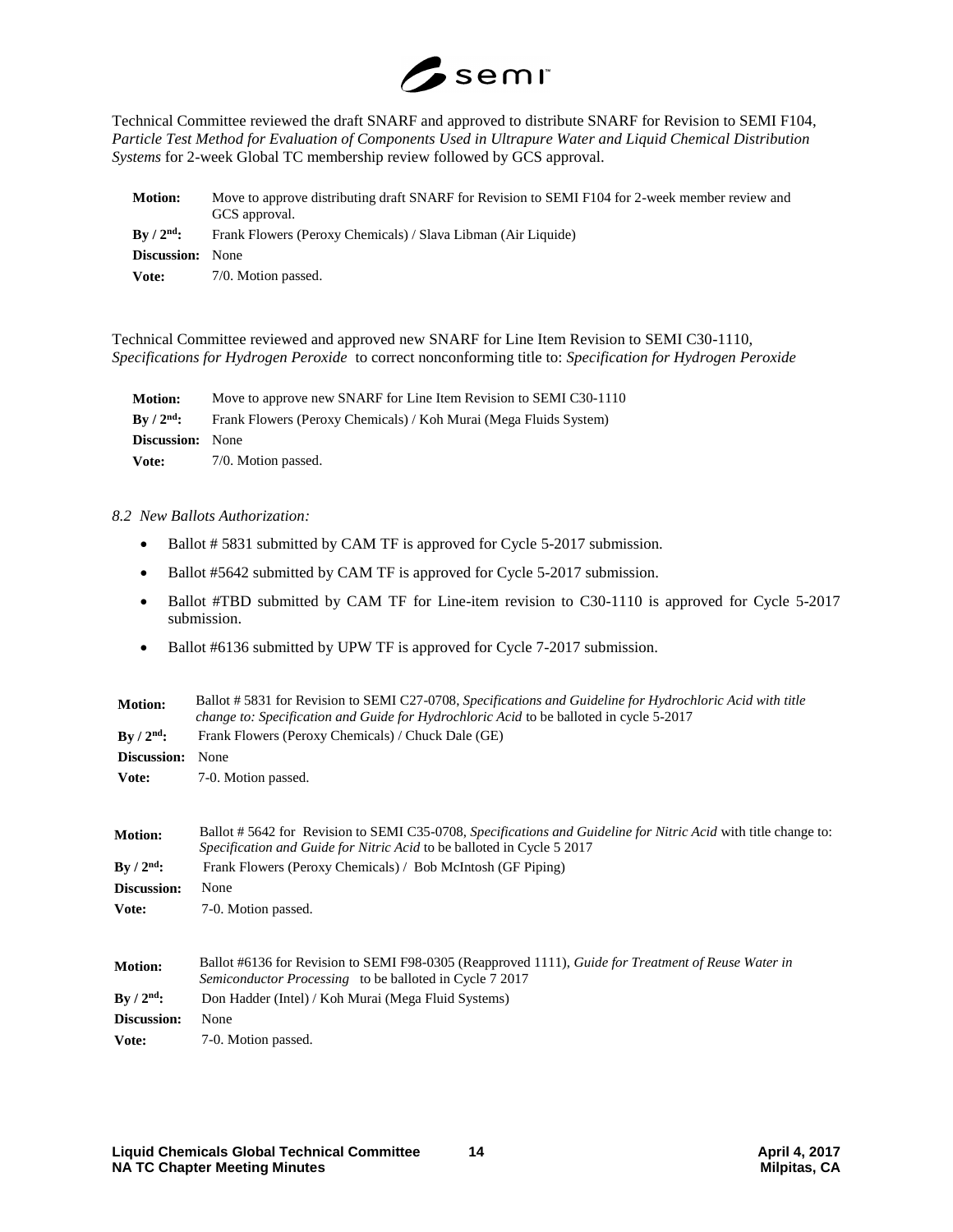Technical Committee reviewed the draft SNARF and approved to distribute SNARF for Revision to SEMI F104, *Particle Test Method for Evaluation of Components Used in Ultrapure Water and Liquid Chemical Distribution Systems* for 2-week Global TC membership review followed by GCS approval.

| | |
|---|---|
| **Motion:** | Move to approve distributing draft SNARF for Revision to SEMI F104 for 2-week member review and GCS approval. |
| **By / 2nd:** | Frank Flowers (Peroxy Chemicals) / Slava Libman (Air Liquide) |
| **Discussion:** | None |
| **Vote:** | 7/0. Motion passed. |

Technical Committee reviewed and approved new SNARF for Line Item Revision to SEMI C30-1110, *Specifications for Hydrogen Peroxide* to correct nonconforming title to: *Specification for Hydrogen Peroxide*

| | |
|---|---|
| **Motion:** | Move to approve new SNARF for Line Item Revision to SEMI C30-1110 |
| **By / 2nd:** | Frank Flowers (Peroxy Chemicals) / Koh Murai (Mega Fluids System) |
| **Discussion:** | None |
| **Vote:** | 7/0. Motion passed. |

*8.2 New Ballots Authorization:*

- Ballot # 5831 submitted by CAM TF is approved for Cycle 5-2017 submission.
- Ballot #5642 submitted by CAM TF is approved for Cycle 5-2017 submission.
- Ballot #TBD submitted by CAM TF for Line-item revision to C30-1110 is approved for Cycle 5-2017 submission.
- Ballot #6136 submitted by UPW TF is approved for Cycle 7-2017 submission.

| | |
|---|---|
| **Motion:** | Ballot # 5831 for Revision to SEMI C27-0708, *Specifications and Guideline for Hydrochloric Acid with title change to: Specification and Guide for Hydrochloric Acid* to be balloted in cycle 5-2017 |
| **By / 2nd:** | Frank Flowers (Peroxy Chemicals) / Chuck Dale (GE) |
| **Discussion:** | None |
| **Vote:** | 7-0. Motion passed. |

| | |
|---|---|
| **Motion:** | Ballot # 5642 for Revision to SEMI C35-0708, *Specifications and Guideline for Nitric Acid* with title change to: *Specification and Guide for Nitric Acid* to be balloted in Cycle 5 2017 |
| **By / 2nd:** | Frank Flowers (Peroxy Chemicals) / Bob McIntosh (GF Piping) |
| **Discussion:** | None |
| **Vote:** | 7-0. Motion passed. |

| | |
|---|---|
| **Motion:** | Ballot #6136 for Revision to SEMI F98-0305 (Reapproved 1111), *Guide for Treatment of Reuse Water in Semiconductor Processing* to be balloted in Cycle 7 2017 |
| **By / 2nd:** | Don Hadder (Intel) / Koh Murai (Mega Fluid Systems) |
| **Discussion:** | None |
| **Vote:** | 7-0. Motion passed. |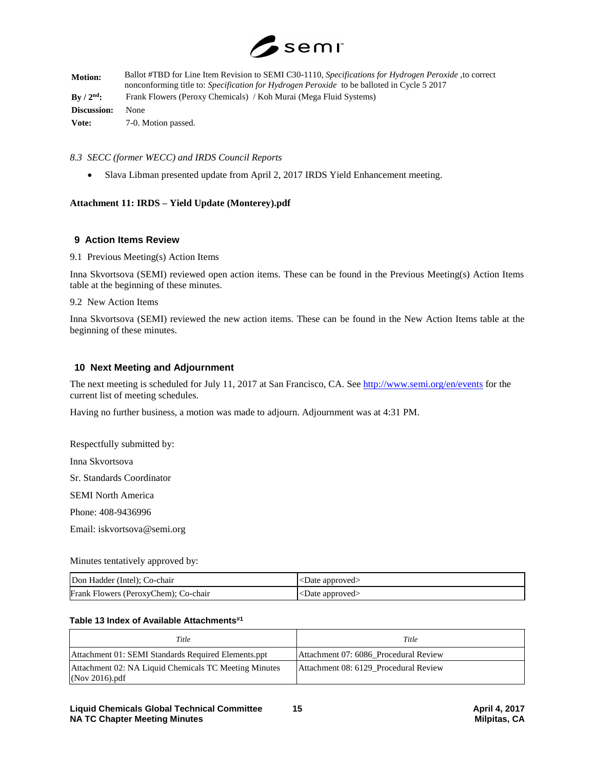| | |
|---|---|
| **Motion:** | Ballot #TBD for Line Item Revision to SEMI C30-1110, *Specifications for Hydrogen Peroxide* ,to correct nonconforming title to: *Specification for Hydrogen Peroxide* to be balloted in Cycle 5 2017 |
| **By / 2nd:** | Frank Flowers (Peroxy Chemicals) / Koh Murai (Mega Fluid Systems) |
| **Discussion:** | None |
| **Vote:** | 7-0. Motion passed. |

*8.3 SECC (former WECC) and IRDS Council Reports*

- Slava Libman presented update from April 2, 2017 IRDS Yield Enhancement meeting.

**Attachment 11: IRDS – Yield Update (Monterey).pdf**

## 9 Action Items Review

9.1 Previous Meeting(s) Action Items

Inna Skvortsova (SEMI) reviewed open action items. These can be found in the Previous Meeting(s) Action Items table at the beginning of these minutes.

9.2 New Action Items

Inna Skvortsova (SEMI) reviewed the new action items. These can be found in the New Action Items table at the beginning of these minutes.

## 10 Next Meeting and Adjournment

The next meeting is scheduled for July 11, 2017 at San Francisco, CA. See http://www.semi.org/en/events for the current list of meeting schedules.

Having no further business, a motion was made to adjourn. Adjournment was at 4:31 PM.

Respectfully submitted by:

Inna Skvortsova

Sr. Standards Coordinator

SEMI North America

Phone: 408-9436996

Email: iskvortsova@semi.org

Minutes tentatively approved by:

| | |
|---|---|
| Don Hadder (Intel); Co-chair | <Date approved> |
| Frank Flowers (PeroxyChem); Co-chair | <Date approved> |

**Table 13 Index of Available Attachments[#1]**

| *Title* | *Title* |
|---|---|
| Attachment 01: SEMI Standards Required Elements.ppt | Attachment 07: 6086_Procedural Review |
| Attachment 02: NA Liquid Chemicals TC Meeting Minutes (Nov 2016).pdf | Attachment 08: 6129_Procedural Review |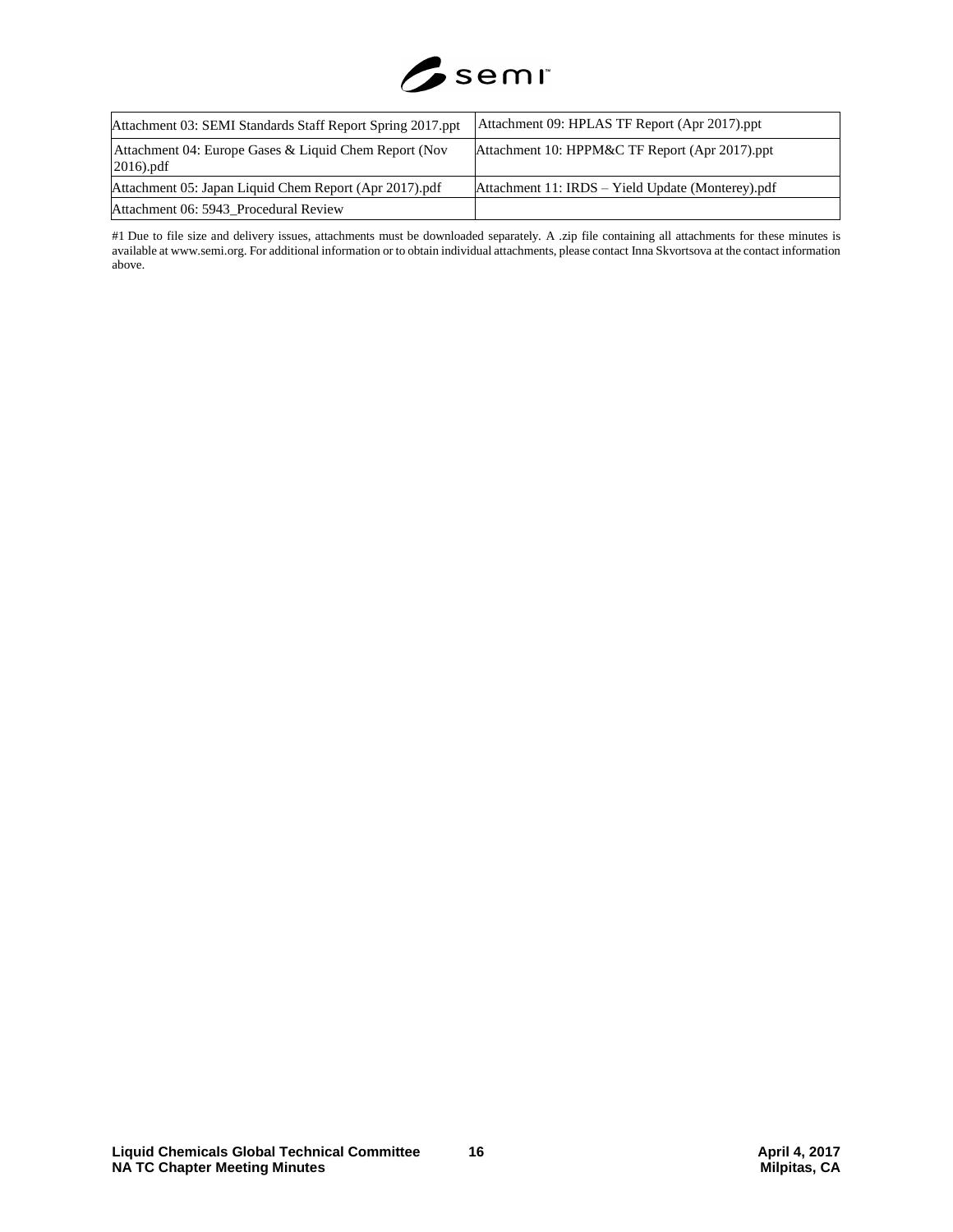| | |
|---|---|
| Attachment 03: SEMI Standards Staff Report Spring 2017.ppt | Attachment 09: HPLAS TF Report (Apr 2017).ppt |
| Attachment 04: Europe Gases & Liquid Chem Report (Nov 2016).pdf | Attachment 10: HPPM&C TF Report (Apr 2017).ppt |
| Attachment 05: Japan Liquid Chem Report (Apr 2017).pdf | Attachment 11: IRDS – Yield Update (Monterey).pdf |
| Attachment 06: 5943_Procedural Review | |

#1 Due to file size and delivery issues, attachments must be downloaded separately. A .zip file containing all attachments for these minutes is available at www.semi.org. For additional information or to obtain individual attachments, please contact Inna Skvortsova at the contact information above.